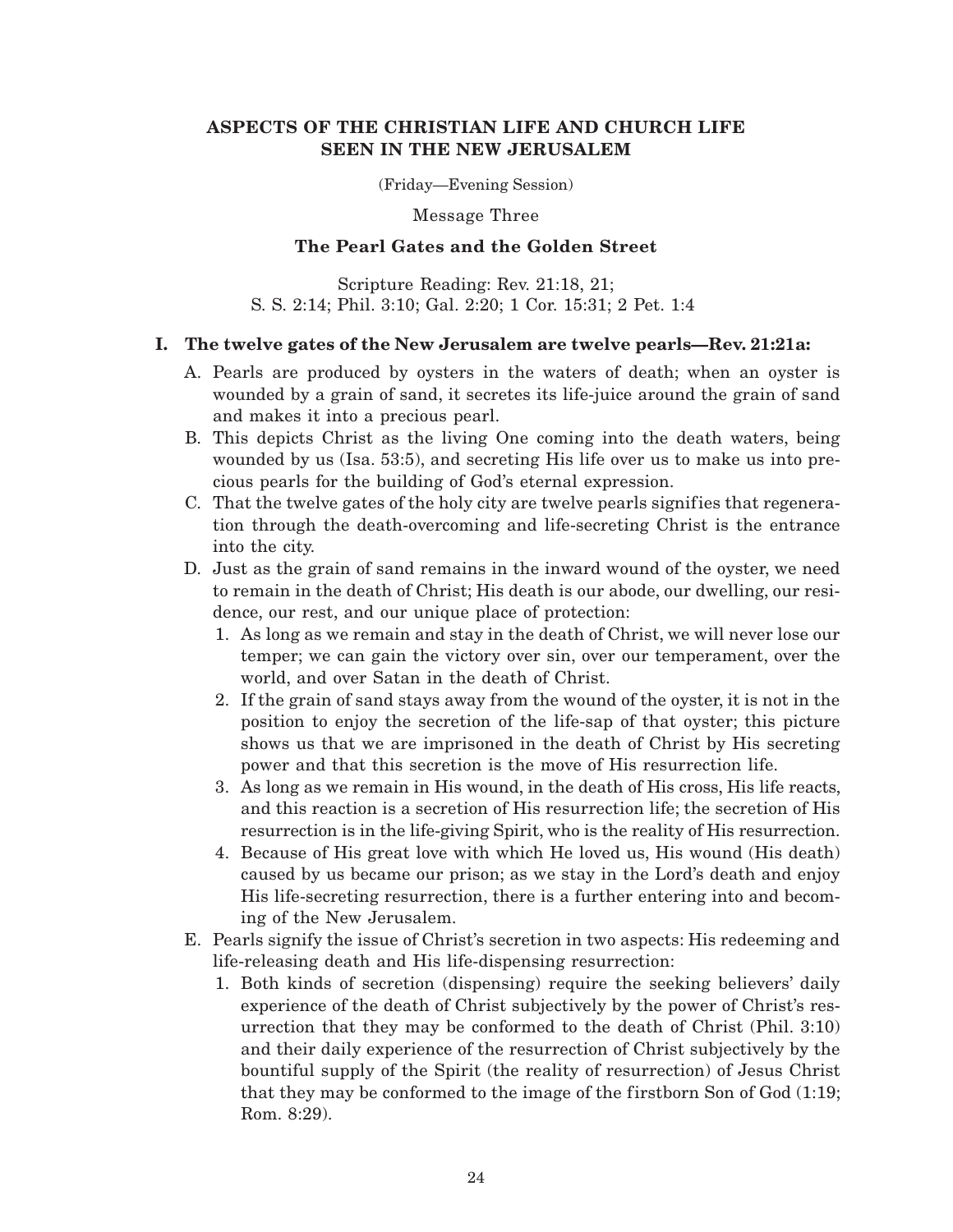# ASPECTS OF THE CHRISTIAN LIFE AND CHURCH LIFE SEEN IN THE NEW JERUSALEM

(Friday—Evening Session)

Message Three

## The Pearl Gates and the Golden Street

Scripture Reading: Rev. 21:18, 21;
S. S. 2:14; Phil. 3:10; Gal. 2:20; 1 Cor. 15:31; 2 Pet. 1:4

### I. The twelve gates of the New Jerusalem are twelve pearls—Rev. 21:21a:

A. Pearls are produced by oysters in the waters of death; when an oyster is wounded by a grain of sand, it secretes its life-juice around the grain of sand and makes it into a precious pearl.

B. This depicts Christ as the living One coming into the death waters, being wounded by us (Isa. 53:5), and secreting His life over us to make us into precious pearls for the building of God's eternal expression.

C. That the twelve gates of the holy city are twelve pearls signifies that regeneration through the death-overcoming and life-secreting Christ is the entrance into the city.

D. Just as the grain of sand remains in the inward wound of the oyster, we need to remain in the death of Christ; His death is our abode, our dwelling, our residence, our rest, and our unique place of protection:

1. As long as we remain and stay in the death of Christ, we will never lose our temper; we can gain the victory over sin, over our temperament, over the world, and over Satan in the death of Christ.
2. If the grain of sand stays away from the wound of the oyster, it is not in the position to enjoy the secretion of the life-sap of that oyster; this picture shows us that we are imprisoned in the death of Christ by His secreting power and that this secretion is the move of His resurrection life.
3. As long as we remain in His wound, in the death of His cross, His life reacts, and this reaction is a secretion of His resurrection life; the secretion of His resurrection is in the life-giving Spirit, who is the reality of His resurrection.
4. Because of His great love with which He loved us, His wound (His death) caused by us became our prison; as we stay in the Lord's death and enjoy His life-secreting resurrection, there is a further entering into and becoming of the New Jerusalem.

E. Pearls signify the issue of Christ's secretion in two aspects: His redeeming and life-releasing death and His life-dispensing resurrection:

1. Both kinds of secretion (dispensing) require the seeking believers' daily experience of the death of Christ subjectively by the power of Christ's resurrection that they may be conformed to the death of Christ (Phil. 3:10) and their daily experience of the resurrection of Christ subjectively by the bountiful supply of the Spirit (the reality of resurrection) of Jesus Christ that they may be conformed to the image of the firstborn Son of God (1:19; Rom. 8:29).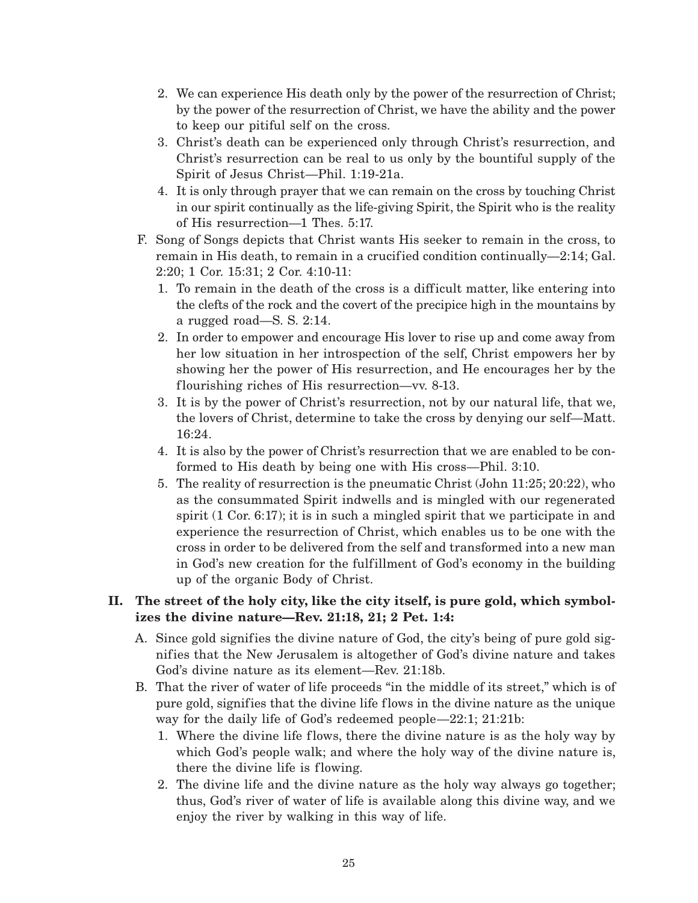2. We can experience His death only by the power of the resurrection of Christ; by the power of the resurrection of Christ, we have the ability and the power to keep our pitiful self on the cross.
3. Christ's death can be experienced only through Christ's resurrection, and Christ's resurrection can be real to us only by the bountiful supply of the Spirit of Jesus Christ—Phil. 1:19-21a.
4. It is only through prayer that we can remain on the cross by touching Christ in our spirit continually as the life-giving Spirit, the Spirit who is the reality of His resurrection—1 Thes. 5:17.

F. Song of Songs depicts that Christ wants His seeker to remain in the cross, to remain in His death, to remain in a crucified condition continually—2:14; Gal. 2:20; 1 Cor. 15:31; 2 Cor. 4:10-11:

1. To remain in the death of the cross is a difficult matter, like entering into the clefts of the rock and the covert of the precipice high in the mountains by a rugged road—S. S. 2:14.
2. In order to empower and encourage His lover to rise up and come away from her low situation in her introspection of the self, Christ empowers her by showing her the power of His resurrection, and He encourages her by the flourishing riches of His resurrection—vv. 8-13.
3. It is by the power of Christ's resurrection, not by our natural life, that we, the lovers of Christ, determine to take the cross by denying our self—Matt. 16:24.
4. It is also by the power of Christ's resurrection that we are enabled to be conformed to His death by being one with His cross—Phil. 3:10.
5. The reality of resurrection is the pneumatic Christ (John 11:25; 20:22), who as the consummated Spirit indwells and is mingled with our regenerated spirit (1 Cor. 6:17); it is in such a mingled spirit that we participate in and experience the resurrection of Christ, which enables us to be one with the cross in order to be delivered from the self and transformed into a new man in God's new creation for the fulfillment of God's economy in the building up of the organic Body of Christ.

## II. The street of the holy city, like the city itself, is pure gold, which symbolizes the divine nature—Rev. 21:18, 21; 2 Pet. 1:4:

A. Since gold signifies the divine nature of God, the city's being of pure gold signifies that the New Jerusalem is altogether of God's divine nature and takes God's divine nature as its element—Rev. 21:18b.

B. That the river of water of life proceeds "in the middle of its street," which is of pure gold, signifies that the divine life flows in the divine nature as the unique way for the daily life of God's redeemed people—22:1; 21:21b:

1. Where the divine life flows, there the divine nature is as the holy way by which God's people walk; and where the holy way of the divine nature is, there the divine life is flowing.
2. The divine life and the divine nature as the holy way always go together; thus, God's river of water of life is available along this divine way, and we enjoy the river by walking in this way of life.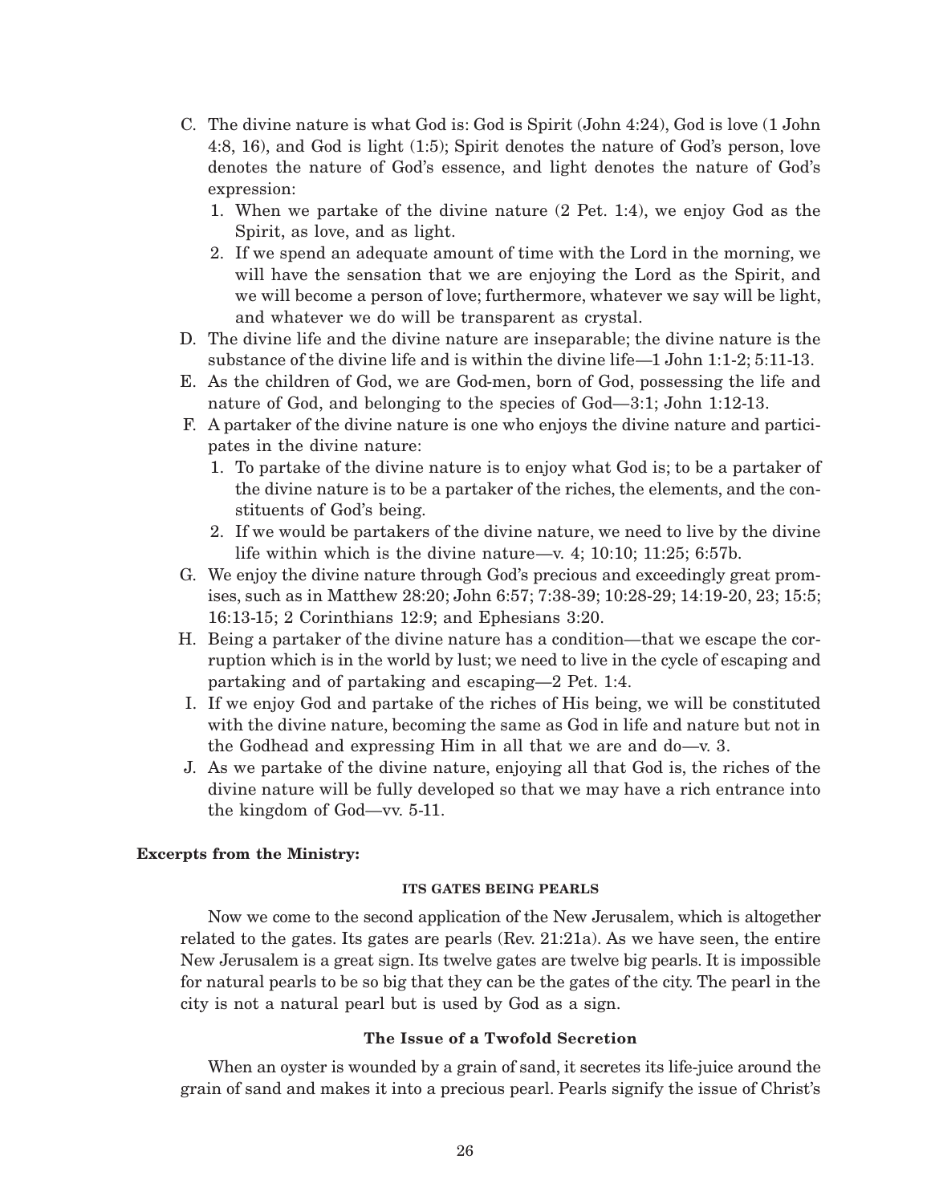C. The divine nature is what God is: God is Spirit (John 4:24), God is love (1 John 4:8, 16), and God is light (1:5); Spirit denotes the nature of God's person, love denotes the nature of God's essence, and light denotes the nature of God's expression:

   1. When we partake of the divine nature (2 Pet. 1:4), we enjoy God as the Spirit, as love, and as light.
   2. If we spend an adequate amount of time with the Lord in the morning, we will have the sensation that we are enjoying the Lord as the Spirit, and we will become a person of love; furthermore, whatever we say will be light, and whatever we do will be transparent as crystal.

D. The divine life and the divine nature are inseparable; the divine nature is the substance of the divine life and is within the divine life—1 John 1:1-2; 5:11-13.

E. As the children of God, we are God-men, born of God, possessing the life and nature of God, and belonging to the species of God—3:1; John 1:12-13.

F. A partaker of the divine nature is one who enjoys the divine nature and participates in the divine nature:

   1. To partake of the divine nature is to enjoy what God is; to be a partaker of the divine nature is to be a partaker of the riches, the elements, and the constituents of God's being.
   2. If we would be partakers of the divine nature, we need to live by the divine life within which is the divine nature—v. 4; 10:10; 11:25; 6:57b.

G. We enjoy the divine nature through God's precious and exceedingly great promises, such as in Matthew 28:20; John 6:57; 7:38-39; 10:28-29; 14:19-20, 23; 15:5; 16:13-15; 2 Corinthians 12:9; and Ephesians 3:20.

H. Being a partaker of the divine nature has a condition—that we escape the corruption which is in the world by lust; we need to live in the cycle of escaping and partaking and of partaking and escaping—2 Pet. 1:4.

I. If we enjoy God and partake of the riches of His being, we will be constituted with the divine nature, becoming the same as God in life and nature but not in the Godhead and expressing Him in all that we are and do—v. 3.

J. As we partake of the divine nature, enjoying all that God is, the riches of the divine nature will be fully developed so that we may have a rich entrance into the kingdom of God—vv. 5-11.

**Excerpts from the Ministry:**

#### ITS GATES BEING PEARLS

Now we come to the second application of the New Jerusalem, which is altogether related to the gates. Its gates are pearls (Rev. 21:21a). As we have seen, the entire New Jerusalem is a great sign. Its twelve gates are twelve big pearls. It is impossible for natural pearls to be so big that they can be the gates of the city. The pearl in the city is not a natural pearl but is used by God as a sign.

#### The Issue of a Twofold Secretion

When an oyster is wounded by a grain of sand, it secretes its life-juice around the grain of sand and makes it into a precious pearl. Pearls signify the issue of Christ's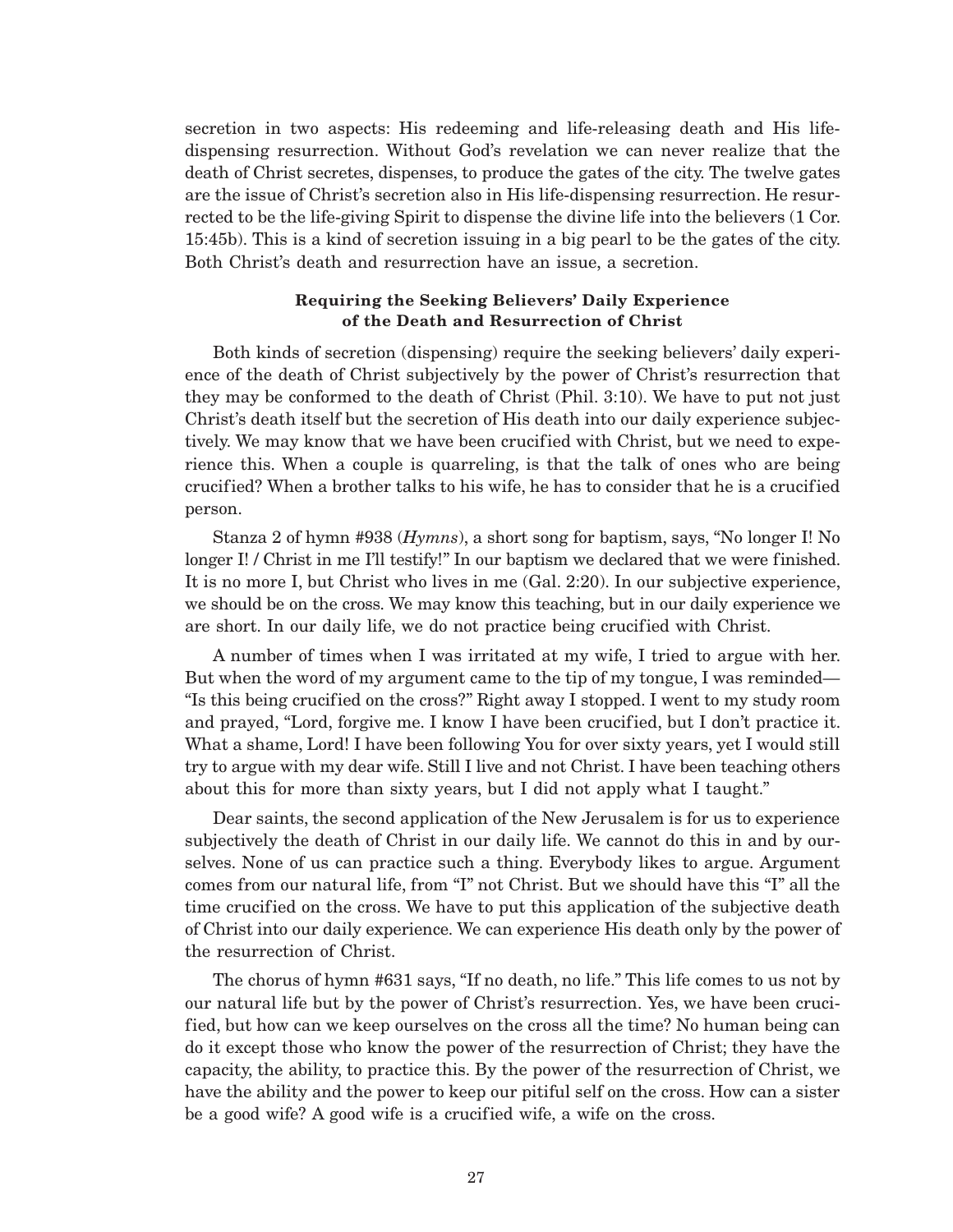secretion in two aspects: His redeeming and life-releasing death and His life-dispensing resurrection. Without God's revelation we can never realize that the death of Christ secretes, dispenses, to produce the gates of the city. The twelve gates are the issue of Christ's secretion also in His life-dispensing resurrection. He resurrected to be the life-giving Spirit to dispense the divine life into the believers (1 Cor. 15:45b). This is a kind of secretion issuing in a big pearl to be the gates of the city. Both Christ's death and resurrection have an issue, a secretion.

#### Requiring the Seeking Believers' Daily Experience of the Death and Resurrection of Christ

Both kinds of secretion (dispensing) require the seeking believers' daily experience of the death of Christ subjectively by the power of Christ's resurrection that they may be conformed to the death of Christ (Phil. 3:10). We have to put not just Christ's death itself but the secretion of His death into our daily experience subjectively. We may know that we have been crucified with Christ, but we need to experience this. When a couple is quarreling, is that the talk of ones who are being crucified? When a brother talks to his wife, he has to consider that he is a crucified person.

Stanza 2 of hymn #938 (*Hymns*), a short song for baptism, says, "No longer I! No longer I! / Christ in me I'll testify!" In our baptism we declared that we were finished. It is no more I, but Christ who lives in me (Gal. 2:20). In our subjective experience, we should be on the cross. We may know this teaching, but in our daily experience we are short. In our daily life, we do not practice being crucified with Christ.

A number of times when I was irritated at my wife, I tried to argue with her. But when the word of my argument came to the tip of my tongue, I was reminded—"Is this being crucified on the cross?" Right away I stopped. I went to my study room and prayed, "Lord, forgive me. I know I have been crucified, but I don't practice it. What a shame, Lord! I have been following You for over sixty years, yet I would still try to argue with my dear wife. Still I live and not Christ. I have been teaching others about this for more than sixty years, but I did not apply what I taught."

Dear saints, the second application of the New Jerusalem is for us to experience subjectively the death of Christ in our daily life. We cannot do this in and by ourselves. None of us can practice such a thing. Everybody likes to argue. Argument comes from our natural life, from "I" not Christ. But we should have this "I" all the time crucified on the cross. We have to put this application of the subjective death of Christ into our daily experience. We can experience His death only by the power of the resurrection of Christ.

The chorus of hymn #631 says, "If no death, no life." This life comes to us not by our natural life but by the power of Christ's resurrection. Yes, we have been crucified, but how can we keep ourselves on the cross all the time? No human being can do it except those who know the power of the resurrection of Christ; they have the capacity, the ability, to practice this. By the power of the resurrection of Christ, we have the ability and the power to keep our pitiful self on the cross. How can a sister be a good wife? A good wife is a crucified wife, a wife on the cross.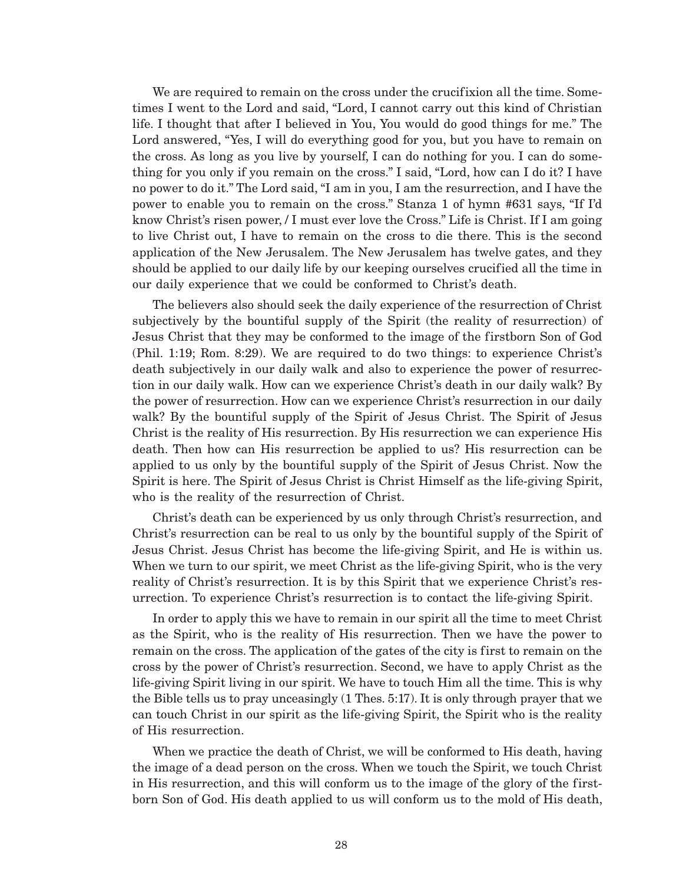We are required to remain on the cross under the crucifixion all the time. Sometimes I went to the Lord and said, "Lord, I cannot carry out this kind of Christian life. I thought that after I believed in You, You would do good things for me." The Lord answered, "Yes, I will do everything good for you, but you have to remain on the cross. As long as you live by yourself, I can do nothing for you. I can do something for you only if you remain on the cross." I said, "Lord, how can I do it? I have no power to do it." The Lord said, "I am in you, I am the resurrection, and I have the power to enable you to remain on the cross." Stanza 1 of hymn #631 says, "If I'd know Christ's risen power, / I must ever love the Cross." Life is Christ. If I am going to live Christ out, I have to remain on the cross to die there. This is the second application of the New Jerusalem. The New Jerusalem has twelve gates, and they should be applied to our daily life by our keeping ourselves crucified all the time in our daily experience that we could be conformed to Christ's death.

The believers also should seek the daily experience of the resurrection of Christ subjectively by the bountiful supply of the Spirit (the reality of resurrection) of Jesus Christ that they may be conformed to the image of the firstborn Son of God (Phil. 1:19; Rom. 8:29). We are required to do two things: to experience Christ's death subjectively in our daily walk and also to experience the power of resurrection in our daily walk. How can we experience Christ's death in our daily walk? By the power of resurrection. How can we experience Christ's resurrection in our daily walk? By the bountiful supply of the Spirit of Jesus Christ. The Spirit of Jesus Christ is the reality of His resurrection. By His resurrection we can experience His death. Then how can His resurrection be applied to us? His resurrection can be applied to us only by the bountiful supply of the Spirit of Jesus Christ. Now the Spirit is here. The Spirit of Jesus Christ is Christ Himself as the life-giving Spirit, who is the reality of the resurrection of Christ.

Christ's death can be experienced by us only through Christ's resurrection, and Christ's resurrection can be real to us only by the bountiful supply of the Spirit of Jesus Christ. Jesus Christ has become the life-giving Spirit, and He is within us. When we turn to our spirit, we meet Christ as the life-giving Spirit, who is the very reality of Christ's resurrection. It is by this Spirit that we experience Christ's resurrection. To experience Christ's resurrection is to contact the life-giving Spirit.

In order to apply this we have to remain in our spirit all the time to meet Christ as the Spirit, who is the reality of His resurrection. Then we have the power to remain on the cross. The application of the gates of the city is first to remain on the cross by the power of Christ's resurrection. Second, we have to apply Christ as the life-giving Spirit living in our spirit. We have to touch Him all the time. This is why the Bible tells us to pray unceasingly (1 Thes. 5:17). It is only through prayer that we can touch Christ in our spirit as the life-giving Spirit, the Spirit who is the reality of His resurrection.

When we practice the death of Christ, we will be conformed to His death, having the image of a dead person on the cross. When we touch the Spirit, we touch Christ in His resurrection, and this will conform us to the image of the glory of the firstborn Son of God. His death applied to us will conform us to the mold of His death,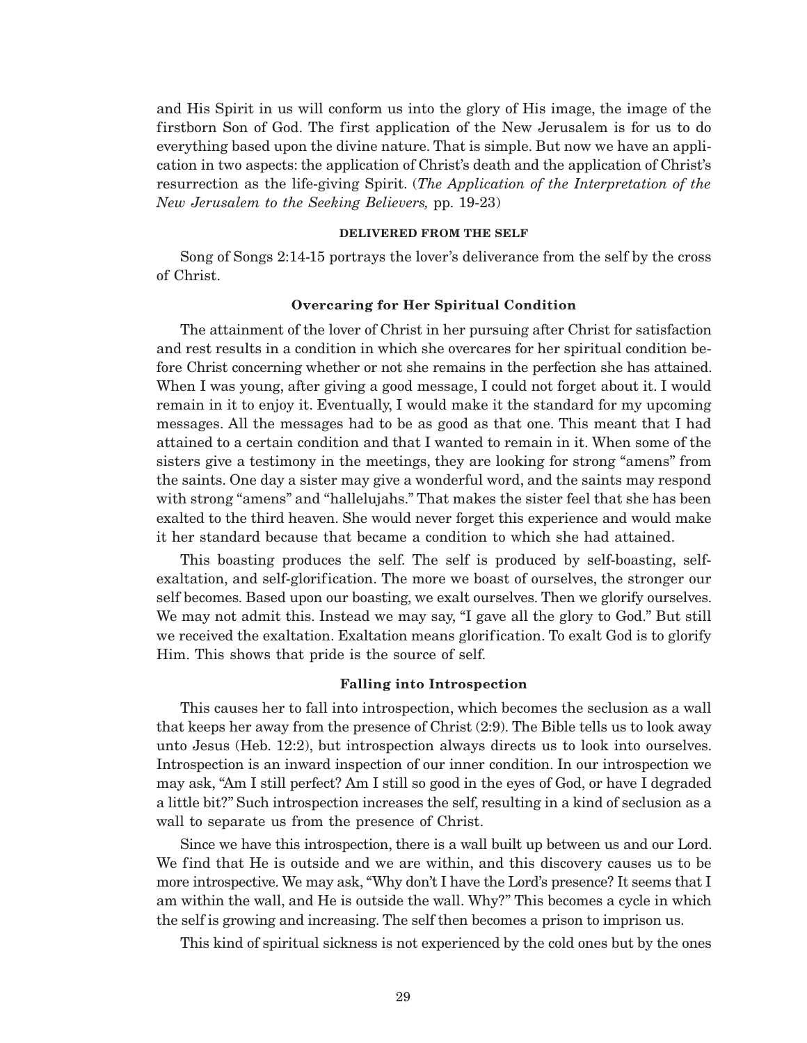and His Spirit in us will conform us into the glory of His image, the image of the firstborn Son of God. The first application of the New Jerusalem is for us to do everything based upon the divine nature. That is simple. But now we have an application in two aspects: the application of Christ's death and the application of Christ's resurrection as the life-giving Spirit. (*The Application of the Interpretation of the New Jerusalem to the Seeking Believers,* pp. 19-23)

## DELIVERED FROM THE SELF

Song of Songs 2:14-15 portrays the lover's deliverance from the self by the cross of Christ.

### Overcaring for Her Spiritual Condition

The attainment of the lover of Christ in her pursuing after Christ for satisfaction and rest results in a condition in which she overcares for her spiritual condition before Christ concerning whether or not she remains in the perfection she has attained. When I was young, after giving a good message, I could not forget about it. I would remain in it to enjoy it. Eventually, I would make it the standard for my upcoming messages. All the messages had to be as good as that one. This meant that I had attained to a certain condition and that I wanted to remain in it. When some of the sisters give a testimony in the meetings, they are looking for strong "amens" from the saints. One day a sister may give a wonderful word, and the saints may respond with strong "amens" and "hallelujahs." That makes the sister feel that she has been exalted to the third heaven. She would never forget this experience and would make it her standard because that became a condition to which she had attained.

This boasting produces the self. The self is produced by self-boasting, self-exaltation, and self-glorification. The more we boast of ourselves, the stronger our self becomes. Based upon our boasting, we exalt ourselves. Then we glorify ourselves. We may not admit this. Instead we may say, "I gave all the glory to God." But still we received the exaltation. Exaltation means glorification. To exalt God is to glorify Him. This shows that pride is the source of self.

### Falling into Introspection

This causes her to fall into introspection, which becomes the seclusion as a wall that keeps her away from the presence of Christ (2:9). The Bible tells us to look away unto Jesus (Heb. 12:2), but introspection always directs us to look into ourselves. Introspection is an inward inspection of our inner condition. In our introspection we may ask, "Am I still perfect? Am I still so good in the eyes of God, or have I degraded a little bit?" Such introspection increases the self, resulting in a kind of seclusion as a wall to separate us from the presence of Christ.

Since we have this introspection, there is a wall built up between us and our Lord. We find that He is outside and we are within, and this discovery causes us to be more introspective. We may ask, "Why don't I have the Lord's presence? It seems that I am within the wall, and He is outside the wall. Why?" This becomes a cycle in which the self is growing and increasing. The self then becomes a prison to imprison us.

This kind of spiritual sickness is not experienced by the cold ones but by the ones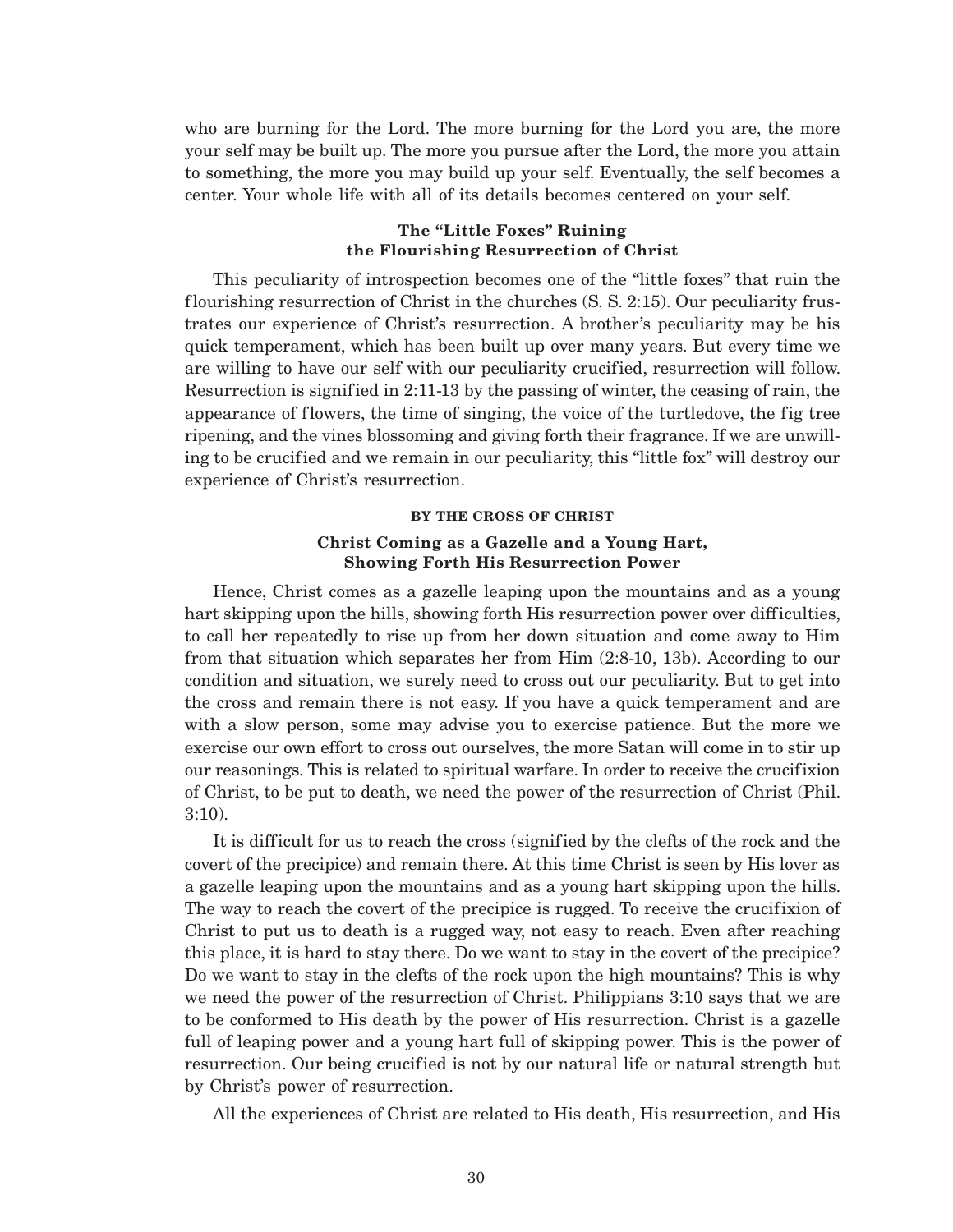who are burning for the Lord. The more burning for the Lord you are, the more your self may be built up. The more you pursue after the Lord, the more you attain to something, the more you may build up your self. Eventually, the self becomes a center. Your whole life with all of its details becomes centered on your self.

#### The "Little Foxes" Ruining the Flourishing Resurrection of Christ

This peculiarity of introspection becomes one of the "little foxes" that ruin the flourishing resurrection of Christ in the churches (S. S. 2:15). Our peculiarity frustrates our experience of Christ's resurrection. A brother's peculiarity may be his quick temperament, which has been built up over many years. But every time we are willing to have our self with our peculiarity crucified, resurrection will follow. Resurrection is signified in 2:11-13 by the passing of winter, the ceasing of rain, the appearance of flowers, the time of singing, the voice of the turtledove, the fig tree ripening, and the vines blossoming and giving forth their fragrance. If we are unwilling to be crucified and we remain in our peculiarity, this "little fox" will destroy our experience of Christ's resurrection.

### BY THE CROSS OF CHRIST

#### Christ Coming as a Gazelle and a Young Hart, Showing Forth His Resurrection Power

Hence, Christ comes as a gazelle leaping upon the mountains and as a young hart skipping upon the hills, showing forth His resurrection power over difficulties, to call her repeatedly to rise up from her down situation and come away to Him from that situation which separates her from Him (2:8-10, 13b). According to our condition and situation, we surely need to cross out our peculiarity. But to get into the cross and remain there is not easy. If you have a quick temperament and are with a slow person, some may advise you to exercise patience. But the more we exercise our own effort to cross out ourselves, the more Satan will come in to stir up our reasonings. This is related to spiritual warfare. In order to receive the crucifixion of Christ, to be put to death, we need the power of the resurrection of Christ (Phil. 3:10).

It is difficult for us to reach the cross (signified by the clefts of the rock and the covert of the precipice) and remain there. At this time Christ is seen by His lover as a gazelle leaping upon the mountains and as a young hart skipping upon the hills. The way to reach the covert of the precipice is rugged. To receive the crucifixion of Christ to put us to death is a rugged way, not easy to reach. Even after reaching this place, it is hard to stay there. Do we want to stay in the covert of the precipice? Do we want to stay in the clefts of the rock upon the high mountains? This is why we need the power of the resurrection of Christ. Philippians 3:10 says that we are to be conformed to His death by the power of His resurrection. Christ is a gazelle full of leaping power and a young hart full of skipping power. This is the power of resurrection. Our being crucified is not by our natural life or natural strength but by Christ's power of resurrection.

All the experiences of Christ are related to His death, His resurrection, and His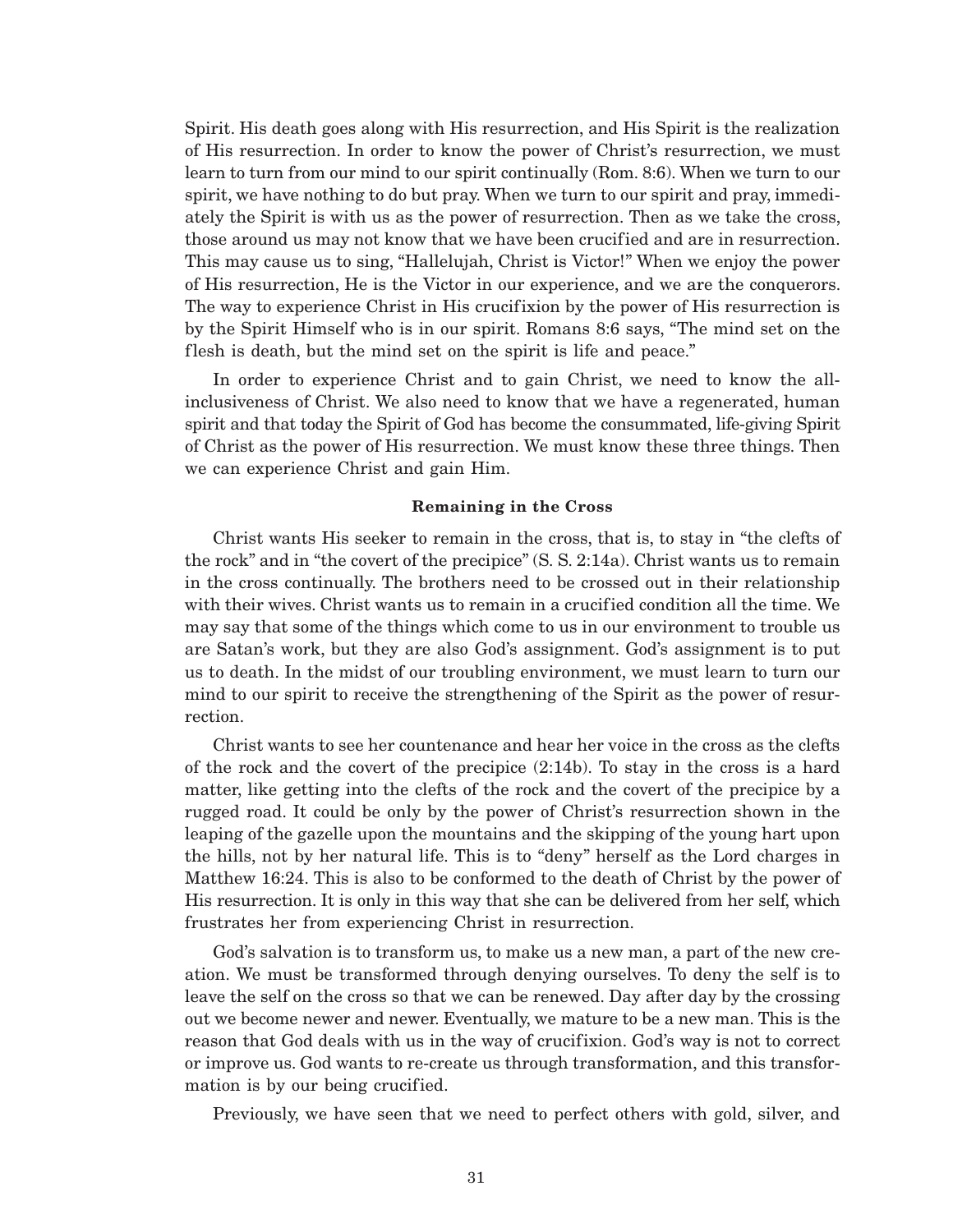Spirit. His death goes along with His resurrection, and His Spirit is the realization of His resurrection. In order to know the power of Christ's resurrection, we must learn to turn from our mind to our spirit continually (Rom. 8:6). When we turn to our spirit, we have nothing to do but pray. When we turn to our spirit and pray, immediately the Spirit is with us as the power of resurrection. Then as we take the cross, those around us may not know that we have been crucified and are in resurrection. This may cause us to sing, "Hallelujah, Christ is Victor!" When we enjoy the power of His resurrection, He is the Victor in our experience, and we are the conquerors. The way to experience Christ in His crucifixion by the power of His resurrection is by the Spirit Himself who is in our spirit. Romans 8:6 says, "The mind set on the flesh is death, but the mind set on the spirit is life and peace."

In order to experience Christ and to gain Christ, we need to know the all-inclusiveness of Christ. We also need to know that we have a regenerated, human spirit and that today the Spirit of God has become the consummated, life-giving Spirit of Christ as the power of His resurrection. We must know these three things. Then we can experience Christ and gain Him.

### Remaining in the Cross

Christ wants His seeker to remain in the cross, that is, to stay in "the clefts of the rock" and in "the covert of the precipice" (S. S. 2:14a). Christ wants us to remain in the cross continually. The brothers need to be crossed out in their relationship with their wives. Christ wants us to remain in a crucified condition all the time. We may say that some of the things which come to us in our environment to trouble us are Satan's work, but they are also God's assignment. God's assignment is to put us to death. In the midst of our troubling environment, we must learn to turn our mind to our spirit to receive the strengthening of the Spirit as the power of resurrection.

Christ wants to see her countenance and hear her voice in the cross as the clefts of the rock and the covert of the precipice (2:14b). To stay in the cross is a hard matter, like getting into the clefts of the rock and the covert of the precipice by a rugged road. It could be only by the power of Christ's resurrection shown in the leaping of the gazelle upon the mountains and the skipping of the young hart upon the hills, not by her natural life. This is to "deny" herself as the Lord charges in Matthew 16:24. This is also to be conformed to the death of Christ by the power of His resurrection. It is only in this way that she can be delivered from her self, which frustrates her from experiencing Christ in resurrection.

God's salvation is to transform us, to make us a new man, a part of the new creation. We must be transformed through denying ourselves. To deny the self is to leave the self on the cross so that we can be renewed. Day after day by the crossing out we become newer and newer. Eventually, we mature to be a new man. This is the reason that God deals with us in the way of crucifixion. God's way is not to correct or improve us. God wants to re-create us through transformation, and this transformation is by our being crucified.

Previously, we have seen that we need to perfect others with gold, silver, and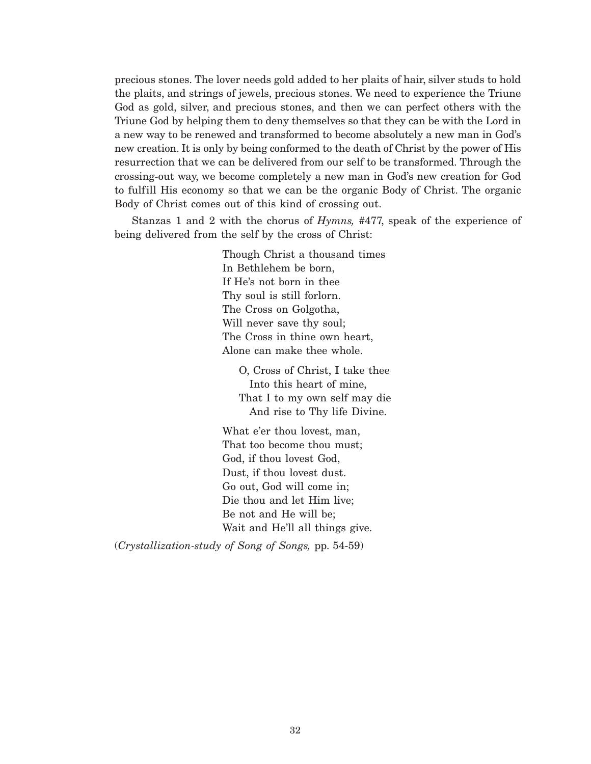precious stones. The lover needs gold added to her plaits of hair, silver studs to hold the plaits, and strings of jewels, precious stones. We need to experience the Triune God as gold, silver, and precious stones, and then we can perfect others with the Triune God by helping them to deny themselves so that they can be with the Lord in a new way to be renewed and transformed to become absolutely a new man in God's new creation. It is only by being conformed to the death of Christ by the power of His resurrection that we can be delivered from our self to be transformed. Through the crossing-out way, we become completely a new man in God's new creation for God to fulfill His economy so that we can be the organic Body of Christ. The organic Body of Christ comes out of this kind of crossing out.

Stanzas 1 and 2 with the chorus of *Hymns,* #477, speak of the experience of being delivered from the self by the cross of Christ:

> Though Christ a thousand times
> In Bethlehem be born,
> If He's not born in thee
> Thy soul is still forlorn.
> The Cross on Golgotha,
> Will never save thy soul;
> The Cross in thine own heart,
> Alone can make thee whole.
>
> O, Cross of Christ, I take thee
> Into this heart of mine,
> That I to my own self may die
> And rise to Thy life Divine.
>
> What e'er thou lovest, man,
> That too become thou must;
> God, if thou lovest God,
> Dust, if thou lovest dust.
> Go out, God will come in;
> Die thou and let Him live;
> Be not and He will be;
> Wait and He'll all things give.

(*Crystallization-study of Song of Songs,* pp. 54-59)